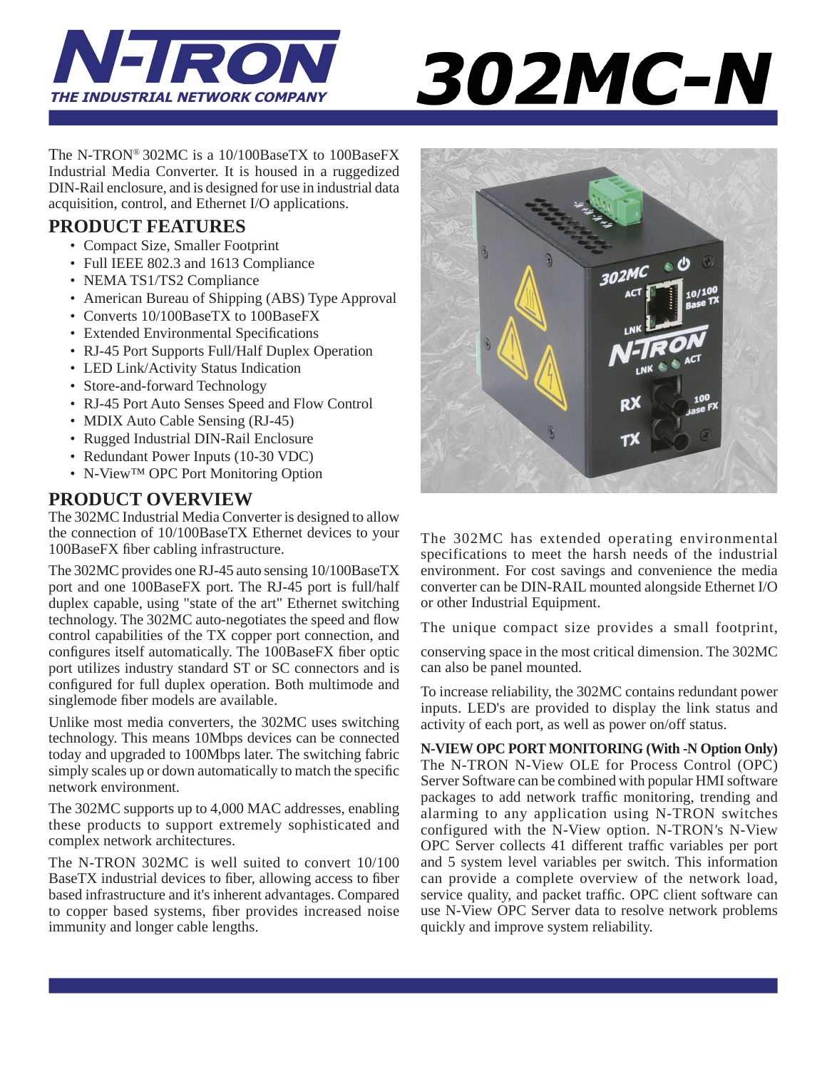# N-TRON

*THE INDUSTRIAL NETWORK COMPANY*

# 302MC-N

The N-TRON® 302MC is a 10/100BaseTX to 100BaseFX Industrial Media Converter. It is housed in a ruggedized DIN-Rail enclosure, and is designed for use in industrial data acquisition, control, and Ethernet I/O applications.

## PRODUCT FEATURES

- Compact Size, Smaller Footprint
- Full IEEE 802.3 and 1613 Compliance
- NEMA TS1/TS2 Compliance
- American Bureau of Shipping (ABS) Type Approval
- Converts 10/100BaseTX to 100BaseFX
- Extended Environmental Specifications
- RJ-45 Port Supports Full/Half Duplex Operation
- LED Link/Activity Status Indication
- Store-and-forward Technology
- RJ-45 Port Auto Senses Speed and Flow Control
- MDIX Auto Cable Sensing (RJ-45)
- Rugged Industrial DIN-Rail Enclosure
- Redundant Power Inputs (10-30 VDC)
- N-View™ OPC Port Monitoring Option

## PRODUCT OVERVIEW

The 302MC Industrial Media Converter is designed to allow the connection of 10/100BaseTX Ethernet devices to your 100BaseFX fiber cabling infrastructure.

The 302MC provides one RJ-45 auto sensing 10/100BaseTX port and one 100BaseFX port. The RJ-45 port is full/half duplex capable, using "state of the art" Ethernet switching technology. The 302MC auto-negotiates the speed and flow control capabilities of the TX copper port connection, and configures itself automatically. The 100BaseFX fiber optic port utilizes industry standard ST or SC connectors and is configured for full duplex operation. Both multimode and singlemode fiber models are available.

Unlike most media converters, the 302MC uses switching technology. This means 10Mbps devices can be connected today and upgraded to 100Mbps later. The switching fabric simply scales up or down automatically to match the specific network environment.

The 302MC supports up to 4,000 MAC addresses, enabling these products to support extremely sophisticated and complex network architectures.

The N-TRON 302MC is well suited to convert 10/100 BaseTX industrial devices to fiber, allowing access to fiber based infrastructure and it's inherent advantages. Compared to copper based systems, fiber provides increased noise immunity and longer cable lengths.

The 302MC has extended operating environmental specifications to meet the harsh needs of the industrial environment. For cost savings and convenience the media converter can be DIN-RAIL mounted alongside Ethernet I/O or other Industrial Equipment.

The unique compact size provides a small footprint, conserving space in the most critical dimension. The 302MC can also be panel mounted.

To increase reliability, the 302MC contains redundant power inputs. LED's are provided to display the link status and activity of each port, as well as power on/off status.

**N-VIEW OPC PORT MONITORING (With -N Option Only)**
The N-TRON N-View OLE for Process Control (OPC) Server Software can be combined with popular HMI software packages to add network traffic monitoring, trending and alarming to any application using N-TRON switches configured with the N-View option. N-TRON's N-View OPC Server collects 41 different traffic variables per port and 5 system level variables per switch. This information can provide a complete overview of the network load, service quality, and packet traffic. OPC client software can use N-View OPC Server data to resolve network problems quickly and improve system reliability.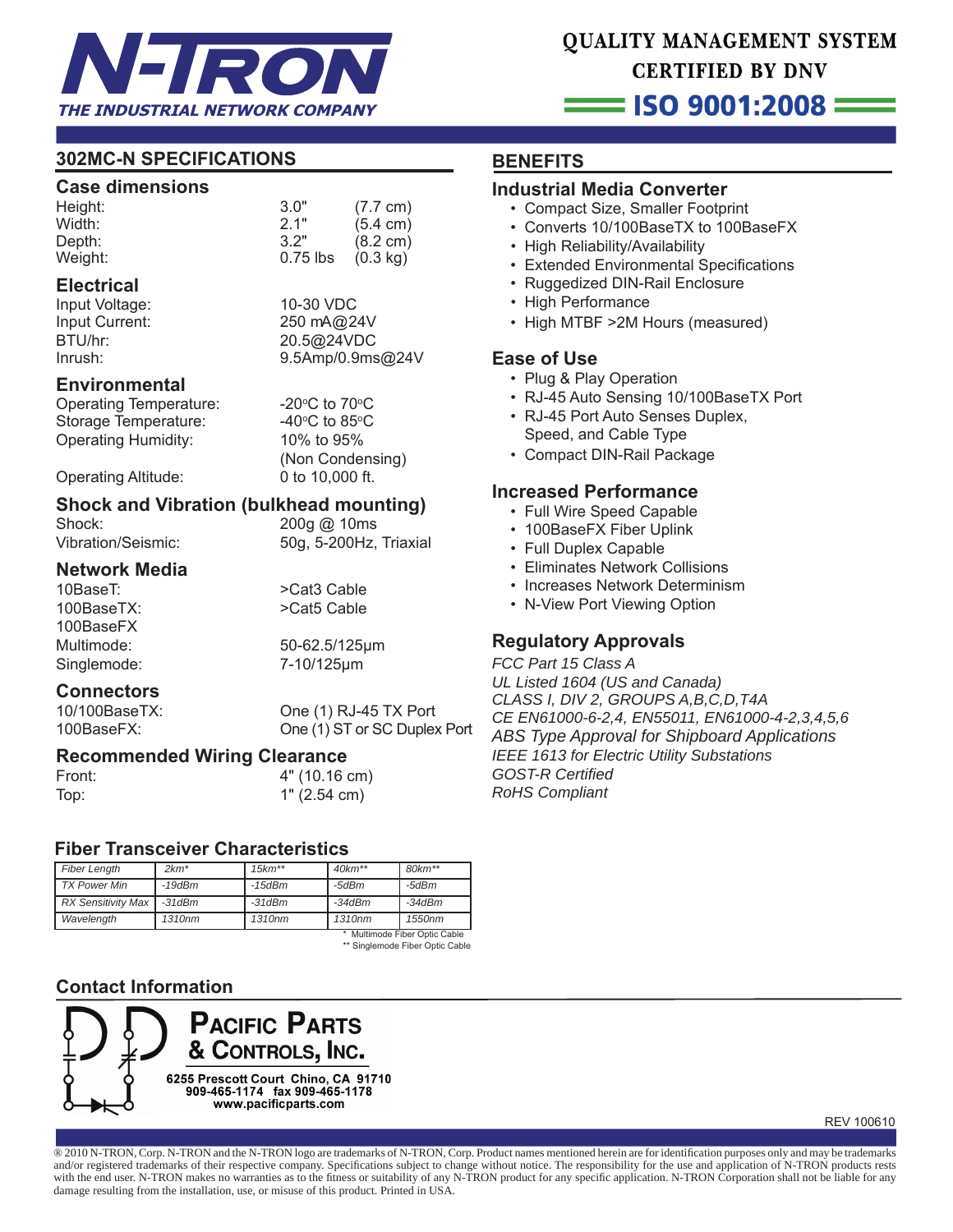# N-TRON

*THE INDUSTRIAL NETWORK COMPANY*

**QUALITY MANAGEMENT SYSTEM CERTIFIED BY DNV**

**ISO 9001:2008**

## 302MC-N SPECIFICATIONS

### Case dimensions

| | | |
|---|---|---|
| Height: | 3.0" | (7.7 cm) |
| Width: | 2.1" | (5.4 cm) |
| Depth: | 3.2" | (8.2 cm) |
| Weight: | 0.75 lbs | (0.3 kg) |

### Electrical

| | |
|---|---|
| Input Voltage: | 10-30 VDC |
| Input Current: | 250 mA@24V |
| BTU/hr: | 20.5@24VDC |
| Inrush: | 9.5Amp/0.9ms@24V |

### Environmental

| | |
|---|---|
| Operating Temperature: | -20°C to 70°C |
| Storage Temperature: | -40°C to 85°C |
| Operating Humidity: | 10% to 95% (Non Condensing) |
| Operating Altitude: | 0 to 10,000 ft. |

### Shock and Vibration (bulkhead mounting)

| | |
|---|---|
| Shock: | 200g @ 10ms |
| Vibration/Seismic: | 50g, 5-200Hz, Triaxial |

### Network Media

| | |
|---|---|
| 10BaseT: | >Cat3 Cable |
| 100BaseTX: | >Cat5 Cable |
| 100BaseFX | |
| Multimode: | 50-62.5/125µm |
| Singlemode: | 7-10/125µm |

### Connectors

| | |
|---|---|
| 10/100BaseTX: | One (1) RJ-45 TX Port |
| 100BaseFX: | One (1) ST or SC Duplex Port |

### Recommended Wiring Clearance

| | |
|---|---|
| Front: | 4" (10.16 cm) |
| Top: | 1" (2.54 cm) |

### Fiber Transceiver Characteristics

| Fiber Length | 2km* | 15km** | 40km** | 80km** |
|---|---|---|---|---|
| TX Power Min | -19dBm | -15dBm | -5dBm | -5dBm |
| RX Sensitivity Max | -31dBm | -31dBm | -34dBm | -34dBm |
| Wavelength | 1310nm | 1310nm | 1310nm | 1550nm |

\* Multimode Fiber Optic Cable
\*\* Singlemode Fiber Optic Cable

## BENEFITS

### Industrial Media Converter

- Compact Size, Smaller Footprint
- Converts 10/100BaseTX to 100BaseFX
- High Reliability/Availability
- Extended Environmental Specifications
- Ruggedized DIN-Rail Enclosure
- High Performance
- High MTBF >2M Hours (measured)

### Ease of Use

- Plug & Play Operation
- RJ-45 Auto Sensing 10/100BaseTX Port
- RJ-45 Port Auto Senses Duplex, Speed, and Cable Type
- Compact DIN-Rail Package

### Increased Performance

- Full Wire Speed Capable
- 100BaseFX Fiber Uplink
- Full Duplex Capable
- Eliminates Network Collisions
- Increases Network Determinism
- N-View Port Viewing Option

### Regulatory Approvals

*FCC Part 15 Class A*
*UL Listed 1604 (US and Canada)*
*CLASS I, DIV 2, GROUPS A,B,C,D,T4A*
*CE EN61000-6-2,4, EN55011, EN61000-4-2,3,4,5,6*
*ABS Type Approval for Shipboard Applications*
*IEEE 1613 for Electric Utility Substations*
*GOST-R Certified*
*RoHS Compliant*

### Contact Information

**PACIFIC PARTS & CONTROLS, INC.**
6255 Prescott Court Chino, CA 91710
909-465-1174 fax 909-465-1178
www.pacificparts.com

REV 100610

® 2010 N-TRON, Corp. N-TRON and the N-TRON logo are trademarks of N-TRON, Corp. Product names mentioned herein are for identification purposes only and may be trademarks and/or registered trademarks of their respective company. Specifications subject to change without notice. The responsibility for the use and application of N-TRON products rests with the end user. N-TRON makes no warranties as to the fitness or suitability of any N-TRON product for any specific application. N-TRON Corporation shall not be liable for any damage resulting from the installation, use, or misuse of this product. Printed in USA.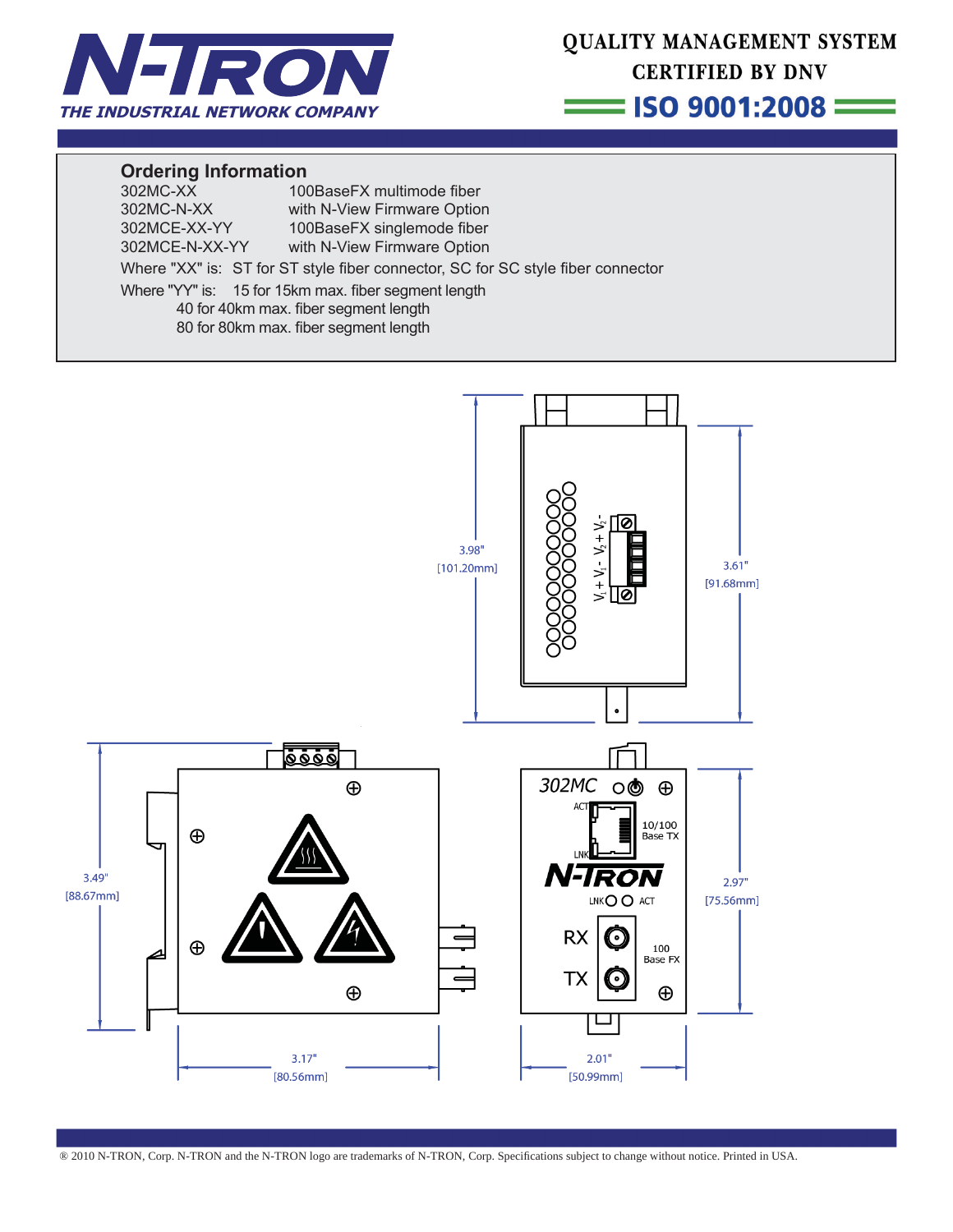## Ordering Information

| | |
|---|---|
| 302MC-XX | 100BaseFX multimode fiber |
| 302MC-N-XX | with N-View Firmware Option |
| 302MCE-XX-YY | 100BaseFX singlemode fiber |
| 302MCE-N-XX-YY | with N-View Firmware Option |

Where "XX" is: ST for ST style fiber connector, SC for SC style fiber connector

Where "YY" is: 15 for 15km max. fiber segment length
40 for 40km max. fiber segment length
80 for 80km max. fiber segment length

3.98"
[101.20mm]

3.61"
[91.68mm]

$V_1+$ $V_1-$ $V_2+$ $V_2-$

3.49"
[88.67mm]

302MC

ACT

10/100
Base TX

LNK

N-TRON

LNK ACT

RX

TX

100
Base FX

2.97"
[75.56mm]

3.17"
[80.56mm]

2.01"
[50.99mm]

® 2010 N-TRON, Corp. N-TRON and the N-TRON logo are trademarks of N-TRON, Corp. Specifications subject to change without notice. Printed in USA.